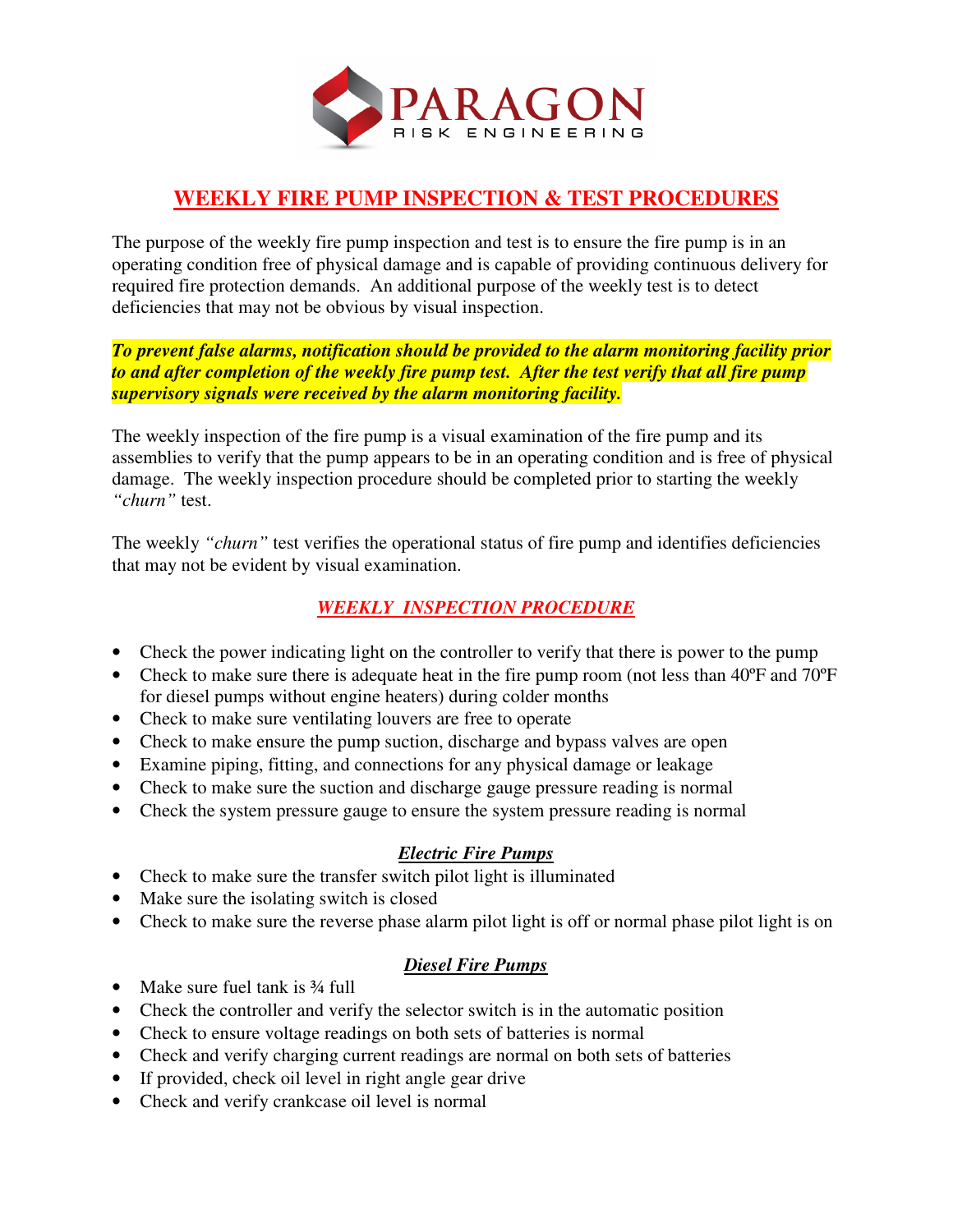PARAGON
RISK ENGINEERING

# WEEKLY FIRE PUMP INSPECTION & TEST PROCEDURES

The purpose of the weekly fire pump inspection and test is to ensure the fire pump is in an operating condition free of physical damage and is capable of providing continuous delivery for required fire protection demands. An additional purpose of the weekly test is to detect deficiencies that may not be obvious by visual inspection.

***To prevent false alarms, notification should be provided to the alarm monitoring facility prior to and after completion of the weekly fire pump test. After the test verify that all fire pump supervisory signals were received by the alarm monitoring facility.***

The weekly inspection of the fire pump is a visual examination of the fire pump and its assemblies to verify that the pump appears to be in an operating condition and is free of physical damage. The weekly inspection procedure should be completed prior to starting the weekly *"churn"* test.

The weekly *"churn"* test verifies the operational status of fire pump and identifies deficiencies that may not be evident by visual examination.

## *WEEKLY INSPECTION PROCEDURE*

- Check the power indicating light on the controller to verify that there is power to the pump
- Check to make sure there is adequate heat in the fire pump room (not less than 40ºF and 70ºF for diesel pumps without engine heaters) during colder months
- Check to make sure ventilating louvers are free to operate
- Check to make ensure the pump suction, discharge and bypass valves are open
- Examine piping, fitting, and connections for any physical damage or leakage
- Check to make sure the suction and discharge gauge pressure reading is normal
- Check the system pressure gauge to ensure the system pressure reading is normal

### *Electric Fire Pumps*

- Check to make sure the transfer switch pilot light is illuminated
- Make sure the isolating switch is closed
- Check to make sure the reverse phase alarm pilot light is off or normal phase pilot light is on

### *Diesel Fire Pumps*

- Make sure fuel tank is ¾ full
- Check the controller and verify the selector switch is in the automatic position
- Check to ensure voltage readings on both sets of batteries is normal
- Check and verify charging current readings are normal on both sets of batteries
- If provided, check oil level in right angle gear drive
- Check and verify crankcase oil level is normal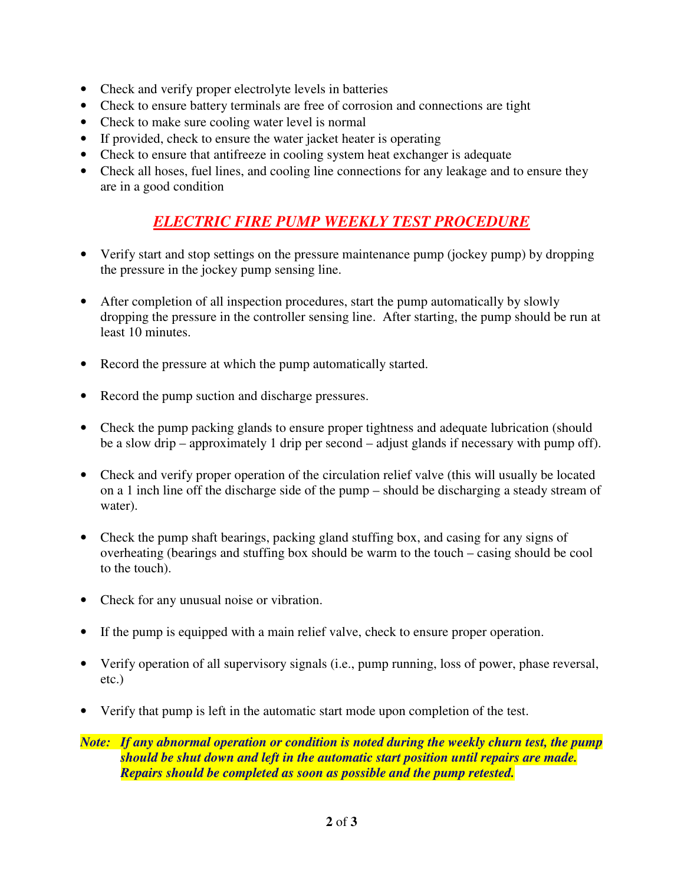- Check and verify proper electrolyte levels in batteries
- Check to ensure battery terminals are free of corrosion and connections are tight
- Check to make sure cooling water level is normal
- If provided, check to ensure the water jacket heater is operating
- Check to ensure that antifreeze in cooling system heat exchanger is adequate
- Check all hoses, fuel lines, and cooling line connections for any leakage and to ensure they are in a good condition

## ***ELECTRIC FIRE PUMP WEEKLY TEST PROCEDURE***

- Verify start and stop settings on the pressure maintenance pump (jockey pump) by dropping the pressure in the jockey pump sensing line.

- After completion of all inspection procedures, start the pump automatically by slowly dropping the pressure in the controller sensing line. After starting, the pump should be run at least 10 minutes.

- Record the pressure at which the pump automatically started.

- Record the pump suction and discharge pressures.

- Check the pump packing glands to ensure proper tightness and adequate lubrication (should be a slow drip – approximately 1 drip per second – adjust glands if necessary with pump off).

- Check and verify proper operation of the circulation relief valve (this will usually be located on a 1 inch line off the discharge side of the pump – should be discharging a steady stream of water).

- Check the pump shaft bearings, packing gland stuffing box, and casing for any signs of overheating (bearings and stuffing box should be warm to the touch – casing should be cool to the touch).

- Check for any unusual noise or vibration.

- If the pump is equipped with a main relief valve, check to ensure proper operation.

- Verify operation of all supervisory signals (i.e., pump running, loss of power, phase reversal, etc.)

- Verify that pump is left in the automatic start mode upon completion of the test.

***Note: If any abnormal operation or condition is noted during the weekly churn test, the pump should be shut down and left in the automatic start position until repairs are made. Repairs should be completed as soon as possible and the pump retested.***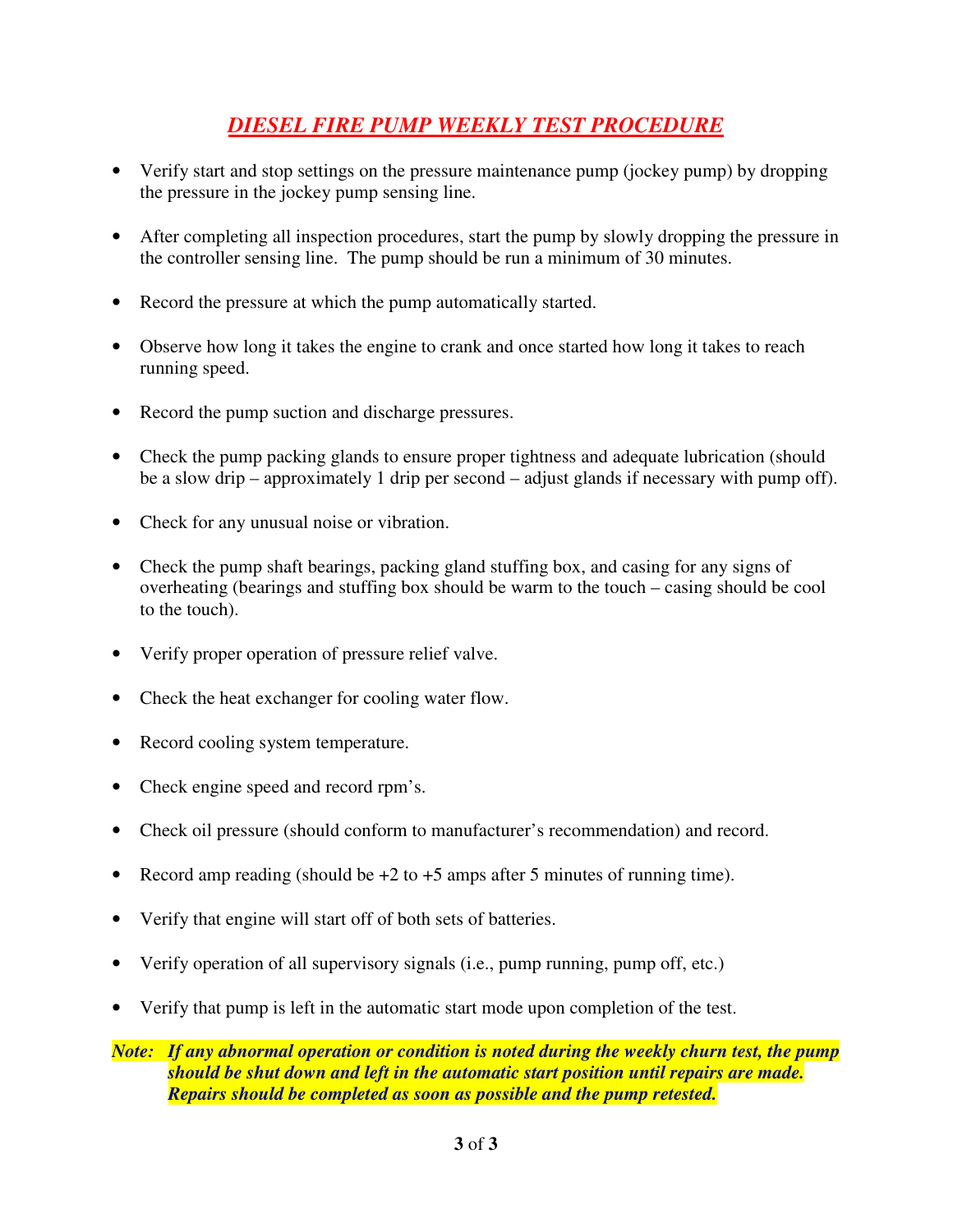# ***DIESEL FIRE PUMP WEEKLY TEST PROCEDURE***

- Verify start and stop settings on the pressure maintenance pump (jockey pump) by dropping the pressure in the jockey pump sensing line.
- After completing all inspection procedures, start the pump by slowly dropping the pressure in the controller sensing line. The pump should be run a minimum of 30 minutes.
- Record the pressure at which the pump automatically started.
- Observe how long it takes the engine to crank and once started how long it takes to reach running speed.
- Record the pump suction and discharge pressures.
- Check the pump packing glands to ensure proper tightness and adequate lubrication (should be a slow drip – approximately 1 drip per second – adjust glands if necessary with pump off).
- Check for any unusual noise or vibration.
- Check the pump shaft bearings, packing gland stuffing box, and casing for any signs of overheating (bearings and stuffing box should be warm to the touch – casing should be cool to the touch).
- Verify proper operation of pressure relief valve.
- Check the heat exchanger for cooling water flow.
- Record cooling system temperature.
- Check engine speed and record rpm's.
- Check oil pressure (should conform to manufacturer's recommendation) and record.
- Record amp reading (should be +2 to +5 amps after 5 minutes of running time).
- Verify that engine will start off of both sets of batteries.
- Verify operation of all supervisory signals (i.e., pump running, pump off, etc.)
- Verify that pump is left in the automatic start mode upon completion of the test.

***Note: If any abnormal operation or condition is noted during the weekly churn test, the pump should be shut down and left in the automatic start position until repairs are made. Repairs should be completed as soon as possible and the pump retested.***